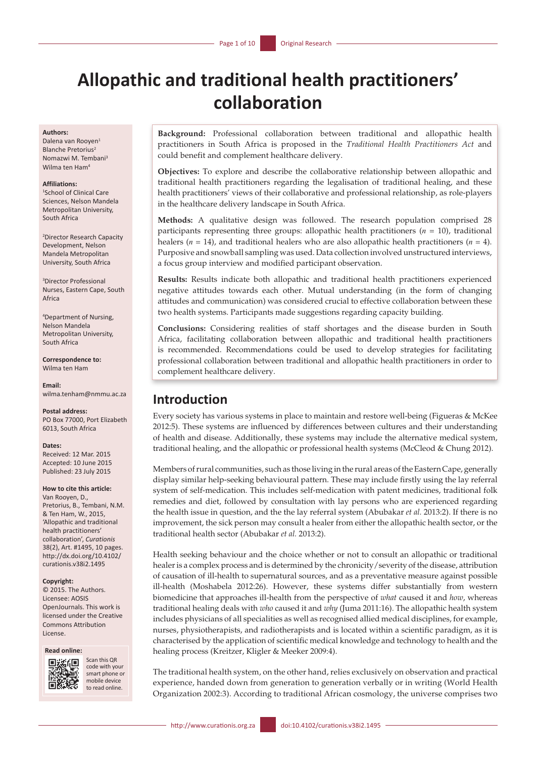# Allopathic and traditional health practitioners' collaboration

**Authors:**
Dalena van Rooyen[1]
Blanche Pretorius[2]
Nomazwi M. Tembani[3]
Wilma ten Ham[4]

**Affiliations:**
[1]School of Clinical Care Sciences, Nelson Mandela Metropolitan University, South Africa

[2]Director Research Capacity Development, Nelson Mandela Metropolitan University, South Africa

[3]Director Professional Nurses, Eastern Cape, South Africa

[4]Department of Nursing, Nelson Mandela Metropolitan University, South Africa

**Correspondence to:**
Wilma ten Ham

**Email:**
wilma.tenham@nmmu.ac.za

**Postal address:**
PO Box 77000, Port Elizabeth 6013, South Africa

**Dates:**
Received: 12 Mar. 2015
Accepted: 10 June 2015
Published: 23 July 2015

**How to cite this article:**
Van Rooyen, D., Pretorius, B., Tembani, N.M. & Ten Ham, W., 2015, 'Allopathic and traditional health practitioners' collaboration', *Curationis* 38(2), Art. #1495, 10 pages. http://dx.doi.org/10.4102/curationis.v38i2.1495

**Copyright:**
© 2015. The Authors. Licensee: AOSIS OpenJournals. This work is licensed under the Creative Commons Attribution License.

**Read online:**
Scan this QR code with your smart phone or mobile device to read online.

**Background:** Professional collaboration between traditional and allopathic health practitioners in South Africa is proposed in the *Traditional Health Practitioners Act* and could benefit and complement healthcare delivery.

**Objectives:** To explore and describe the collaborative relationship between allopathic and traditional health practitioners regarding the legalisation of traditional healing, and these health practitioners' views of their collaborative and professional relationship, as role-players in the healthcare delivery landscape in South Africa.

**Methods:** A qualitative design was followed. The research population comprised 28 participants representing three groups: allopathic health practitioners ($n$ = 10), traditional healers ($n$ = 14), and traditional healers who are also allopathic health practitioners ($n$ = 4). Purposive and snowball sampling was used. Data collection involved unstructured interviews, a focus group interview and modified participant observation.

**Results:** Results indicate both allopathic and traditional health practitioners experienced negative attitudes towards each other. Mutual understanding (in the form of changing attitudes and communication) was considered crucial to effective collaboration between these two health systems. Participants made suggestions regarding capacity building.

**Conclusions:** Considering realities of staff shortages and the disease burden in South Africa, facilitating collaboration between allopathic and traditional health practitioners is recommended. Recommendations could be used to develop strategies for facilitating professional collaboration between traditional and allopathic health practitioners in order to complement healthcare delivery.

## Introduction

Every society has various systems in place to maintain and restore well-being (Figueras & McKee 2012:5). These systems are influenced by differences between cultures and their understanding of health and disease. Additionally, these systems may include the alternative medical system, traditional healing, and the allopathic or professional health systems (McCleod & Chung 2012).

Members of rural communities, such as those living in the rural areas of the Eastern Cape, generally display similar help-seeking behavioural pattern. These may include firstly using the lay referral system of self-medication. This includes self-medication with patent medicines, traditional folk remedies and diet, followed by consultation with lay persons who are experienced regarding the health issue in question, and the the lay referral system (Abubakar *et al.* 2013:2). If there is no improvement, the sick person may consult a healer from either the allopathic health sector, or the traditional health sector (Abubakar *et al.* 2013:2).

Health seeking behaviour and the choice whether or not to consult an allopathic or traditional healer is a complex process and is determined by the chronicity/severity of the disease, attribution of causation of ill-health to supernatural sources, and as a preventative measure against possible ill-health (Moshabela 2012:26). However, these systems differ substantially from western biomedicine that approaches ill-health from the perspective of *what* caused it and *how*, whereas traditional healing deals with *who* caused it and *why* (Juma 2011:16). The allopathic health system includes physicians of all specialities as well as recognised allied medical disciplines, for example, nurses, physiotherapists, and radiotherapists and is located within a scientific paradigm, as it is characterised by the application of scientific medical knowledge and technology to health and the healing process (Kreitzer, Kligler & Meeker 2009:4).

The traditional health system, on the other hand, relies exclusively on observation and practical experience, handed down from generation to generation verbally or in writing (World Health Organization 2002:3). According to traditional African cosmology, the universe comprises two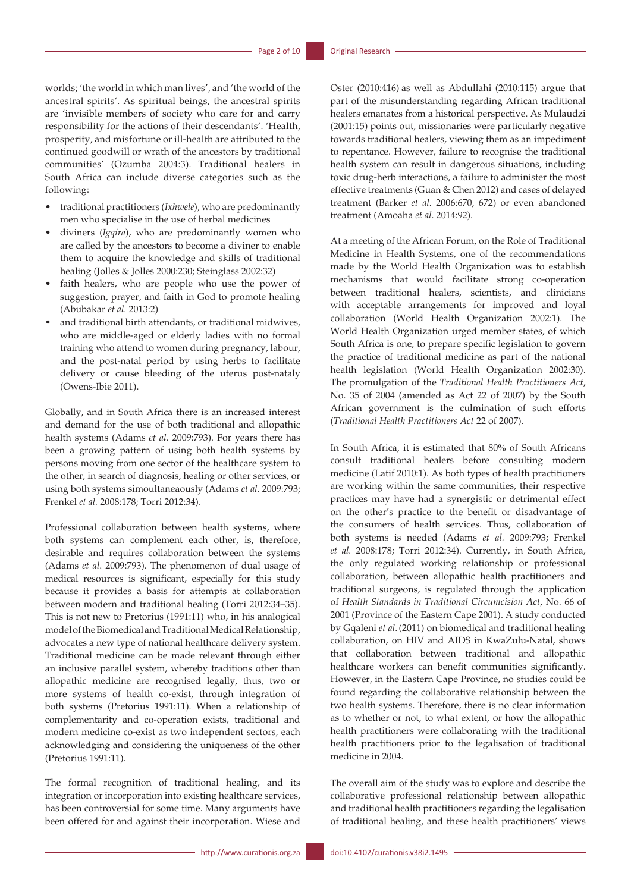worlds; 'the world in which man lives', and 'the world of the ancestral spirits'. As spiritual beings, the ancestral spirits are 'invisible members of society who care for and carry responsibility for the actions of their descendants'. 'Health, prosperity, and misfortune or ill-health are attributed to the continued goodwill or wrath of the ancestors by traditional communities' (Ozumba 2004:3). Traditional healers in South Africa can include diverse categories such as the following:

- traditional practitioners (*Ixhwele*), who are predominantly men who specialise in the use of herbal medicines
- diviners (*Igqira*), who are predominantly women who are called by the ancestors to become a diviner to enable them to acquire the knowledge and skills of traditional healing (Jolles & Jolles 2000:230; Steinglass 2002:32)
- faith healers, who are people who use the power of suggestion, prayer, and faith in God to promote healing (Abubakar *et al.* 2013:2)
- and traditional birth attendants, or traditional midwives, who are middle-aged or elderly ladies with no formal training who attend to women during pregnancy, labour, and the post-natal period by using herbs to facilitate delivery or cause bleeding of the uterus post-nataly (Owens-Ibie 2011).

Globally, and in South Africa there is an increased interest and demand for the use of both traditional and allopathic health systems (Adams *et al.* 2009:793). For years there has been a growing pattern of using both health systems by persons moving from one sector of the healthcare system to the other, in search of diagnosis, healing or other services, or using both systems simoultaneaously (Adams *et al.* 2009:793; Frenkel *et al.* 2008:178; Torri 2012:34).

Professional collaboration between health systems, where both systems can complement each other, is, therefore, desirable and requires collaboration between the systems (Adams *et al.* 2009:793). The phenomenon of dual usage of medical resources is significant, especially for this study because it provides a basis for attempts at collaboration between modern and traditional healing (Torri 2012:34–35). This is not new to Pretorius (1991:11) who, in his analogical model of the Biomedical and Traditional Medical Relationship, advocates a new type of national healthcare delivery system. Traditional medicine can be made relevant through either an inclusive parallel system, whereby traditions other than allopathic medicine are recognised legally, thus, two or more systems of health co-exist, through integration of both systems (Pretorius 1991:11). When a relationship of complementarity and co-operation exists, traditional and modern medicine co-exist as two independent sectors, each acknowledging and considering the uniqueness of the other (Pretorius 1991:11).

The formal recognition of traditional healing, and its integration or incorporation into existing healthcare services, has been controversial for some time. Many arguments have been offered for and against their incorporation. Wiese and Oster (2010:416) as well as Abdullahi (2010:115) argue that part of the misunderstanding regarding African traditional healers emanates from a historical perspective. As Mulaudzi (2001:15) points out, missionaries were particularly negative towards traditional healers, viewing them as an impediment to repentance. However, failure to recognise the traditional health system can result in dangerous situations, including toxic drug-herb interactions, a failure to administer the most effective treatments (Guan & Chen 2012) and cases of delayed treatment (Barker *et al.* 2006:670, 672) or even abandoned treatment (Amoaha *et al.* 2014:92).

At a meeting of the African Forum, on the Role of Traditional Medicine in Health Systems, one of the recommendations made by the World Health Organization was to establish mechanisms that would facilitate strong co-operation between traditional healers, scientists, and clinicians with acceptable arrangements for improved and loyal collaboration (World Health Organization 2002:1). The World Health Organization urged member states, of which South Africa is one, to prepare specific legislation to govern the practice of traditional medicine as part of the national health legislation (World Health Organization 2002:30). The promulgation of the *Traditional Health Practitioners Act*, No. 35 of 2004 (amended as Act 22 of 2007) by the South African government is the culmination of such efforts (*Traditional Health Practitioners Act* 22 of 2007).

In South Africa, it is estimated that 80% of South Africans consult traditional healers before consulting modern medicine (Latif 2010:1). As both types of health practitioners are working within the same communities, their respective practices may have had a synergistic or detrimental effect on the other's practice to the benefit or disadvantage of the consumers of health services. Thus, collaboration of both systems is needed (Adams *et al.* 2009:793; Frenkel *et al.* 2008:178; Torri 2012:34). Currently, in South Africa, the only regulated working relationship or professional collaboration, between allopathic health practitioners and traditional surgeons, is regulated through the application of *Health Standards in Traditional Circumcision Act*, No. 66 of 2001 (Province of the Eastern Cape 2001). A study conducted by Gqaleni *et al.* (2011) on biomedical and traditional healing collaboration, on HIV and AIDS in KwaZulu-Natal, shows that collaboration between traditional and allopathic healthcare workers can benefit communities significantly. However, in the Eastern Cape Province, no studies could be found regarding the collaborative relationship between the two health systems. Therefore, there is no clear information as to whether or not, to what extent, or how the allopathic health practitioners were collaborating with the traditional health practitioners prior to the legalisation of traditional medicine in 2004.

The overall aim of the study was to explore and describe the collaborative professional relationship between allopathic and traditional health practitioners regarding the legalisation of traditional healing, and these health practitioners' views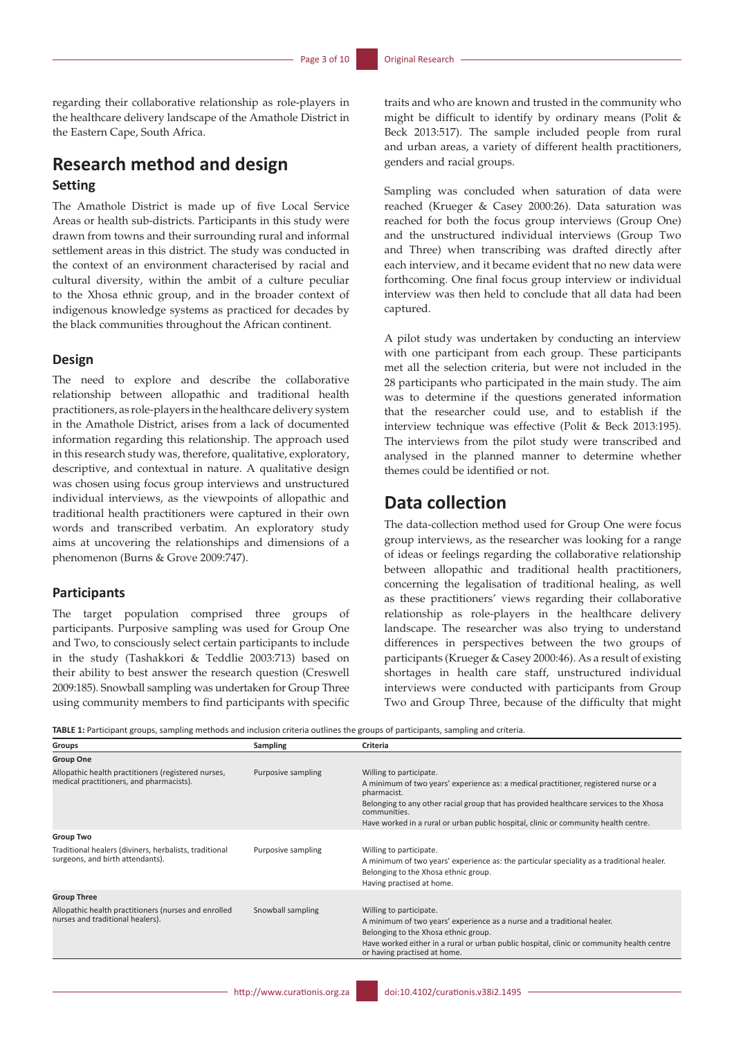regarding their collaborative relationship as role-players in the healthcare delivery landscape of the Amathole District in the Eastern Cape, South Africa.

## Research method and design

### Setting

The Amathole District is made up of five Local Service Areas or health sub-districts. Participants in this study were drawn from towns and their surrounding rural and informal settlement areas in this district. The study was conducted in the context of an environment characterised by racial and cultural diversity, within the ambit of a culture peculiar to the Xhosa ethnic group, and in the broader context of indigenous knowledge systems as practiced for decades by the black communities throughout the African continent.

### Design

The need to explore and describe the collaborative relationship between allopathic and traditional health practitioners, as role-players in the healthcare delivery system in the Amathole District, arises from a lack of documented information regarding this relationship. The approach used in this research study was, therefore, qualitative, exploratory, descriptive, and contextual in nature. A qualitative design was chosen using focus group interviews and unstructured individual interviews, as the viewpoints of allopathic and traditional health practitioners were captured in their own words and transcribed verbatim. An exploratory study aims at uncovering the relationships and dimensions of a phenomenon (Burns & Grove 2009:747).

### Participants

The target population comprised three groups of participants. Purposive sampling was used for Group One and Two, to consciously select certain participants to include in the study (Tashakkori & Teddlie 2003:713) based on their ability to best answer the research question (Creswell 2009:185). Snowball sampling was undertaken for Group Three using community members to find participants with specific traits and who are known and trusted in the community who might be difficult to identify by ordinary means (Polit & Beck 2013:517). The sample included people from rural and urban areas, a variety of different health practitioners, genders and racial groups.

Sampling was concluded when saturation of data were reached (Krueger & Casey 2000:26). Data saturation was reached for both the focus group interviews (Group One) and the unstructured individual interviews (Group Two and Three) when transcribing was drafted directly after each interview, and it became evident that no new data were forthcoming. One final focus group interview or individual interview was then held to conclude that all data had been captured.

A pilot study was undertaken by conducting an interview with one participant from each group. These participants met all the selection criteria, but were not included in the 28 participants who participated in the main study. The aim was to determine if the questions generated information that the researcher could use, and to establish if the interview technique was effective (Polit & Beck 2013:195). The interviews from the pilot study were transcribed and analysed in the planned manner to determine whether themes could be identified or not.

## Data collection

The data-collection method used for Group One were focus group interviews, as the researcher was looking for a range of ideas or feelings regarding the collaborative relationship between allopathic and traditional health practitioners, concerning the legalisation of traditional healing, as well as these practitioners' views regarding their collaborative relationship as role-players in the healthcare delivery landscape. The researcher was also trying to understand differences in perspectives between the two groups of participants (Krueger & Casey 2000:46). As a result of existing shortages in health care staff, unstructured individual interviews were conducted with participants from Group Two and Group Three, because of the difficulty that might

**TABLE 1:** Participant groups, sampling methods and inclusion criteria outlines the groups of participants, sampling and criteria.

| Groups | Sampling | Criteria |
|---|---|---|
| **Group One** | | |
| Allopathic health practitioners (registered nurses, medical practitioners, and pharmacists). | Purposive sampling | Willing to participate.<br>A minimum of two years' experience as: a medical practitioner, registered nurse or a pharmacist.<br>Belonging to any other racial group that has provided healthcare services to the Xhosa communities.<br>Have worked in a rural or urban public hospital, clinic or community health centre. |
| **Group Two** | | |
| Traditional healers (diviners, herbalists, traditional surgeons, and birth attendants). | Purposive sampling | Willing to participate.<br>A minimum of two years' experience as: the particular speciality as a traditional healer.<br>Belonging to the Xhosa ethnic group.<br>Having practised at home. |
| **Group Three** | | |
| Allopathic health practitioners (nurses and enrolled nurses and traditional healers). | Snowball sampling | Willing to participate.<br>A minimum of two years' experience as a nurse and a traditional healer.<br>Belonging to the Xhosa ethnic group.<br>Have worked either in a rural or urban public hospital, clinic or community health centre or having practised at home. |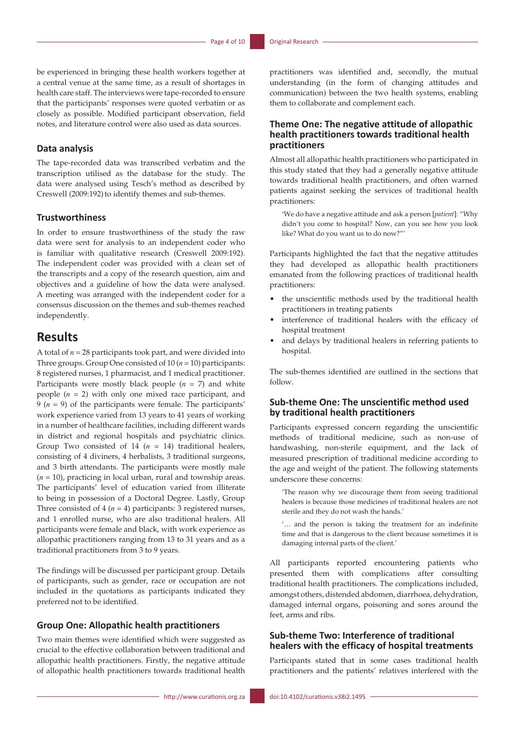be experienced in bringing these health workers together at a central venue at the same time, as a result of shortages in health care staff. The interviews were tape-recorded to ensure that the participants' responses were quoted verbatim or as closely as possible. Modified participant observation, field notes, and literature control were also used as data sources.

### Data analysis

The tape-recorded data was transcribed verbatim and the transcription utilised as the database for the study. The data were analysed using Tesch's method as described by Creswell (2009:192) to identify themes and sub-themes.

### Trustworthiness

In order to ensure trustworthiness of the study the raw data were sent for analysis to an independent coder who is familiar with qualitative research (Creswell 2009:192). The independent coder was provided with a clean set of the transcripts and a copy of the research question, aim and objectives and a guideline of how the data were analysed. A meeting was arranged with the independent coder for a consensus discussion on the themes and sub-themes reached independently.

## Results

A total of $n = 28$ participants took part, and were divided into Three groups. Group One consisted of 10 ($n = 10$) participants: 8 registered nurses, 1 pharmacist, and 1 medical practitioner. Participants were mostly black people ($n = 7$) and white people ($n = 2$) with only one mixed race participant, and 9 ($n = 9$) of the participants were female. The participants' work experience varied from 13 years to 41 years of working in a number of healthcare facilities, including different wards in district and regional hospitals and psychiatric clinics. Group Two consisted of 14 ($n = 14$) traditional healers, consisting of 4 diviners, 4 herbalists, 3 traditional surgeons, and 3 birth attendants. The participants were mostly male ($n = 10$), practicing in local urban, rural and township areas. The participants' level of education varied from illiterate to being in possession of a Doctoral Degree. Lastly, Group Three consisted of 4 ($n = 4$) participants: 3 registered nurses, and 1 enrolled nurse, who are also traditional healers. All participants were female and black, with work experience as allopathic practitioners ranging from 13 to 31 years and as a traditional practitioners from 3 to 9 years.

The findings will be discussed per participant group. Details of participants, such as gender, race or occupation are not included in the quotations as participants indicated they preferred not to be identified.

### Group One: Allopathic health practitioners

Two main themes were identified which were suggested as crucial to the effective collaboration between traditional and allopathic health practitioners. Firstly, the negative attitude of allopathic health practitioners towards traditional health practitioners was identified and, secondly, the mutual understanding (in the form of changing attitudes and communication) between the two health systems, enabling them to collaborate and complement each.

### Theme One: The negative attitude of allopathic health practitioners towards traditional health practitioners

Almost all allopathic health practitioners who participated in this study stated that they had a generally negative attitude towards traditional health practitioners, and often warned patients against seeking the services of traditional health practitioners:

> 'We do have a negative attitude and ask a person [*patient*]: "Why didn't you come to hospital? Now, can you see how you look like? What do you want us to do now?"'

Participants highlighted the fact that the negative attitudes they had developed as allopathic health practitioners emanated from the following practices of traditional health practitioners:

- the unscientific methods used by the traditional health practitioners in treating patients
- interference of traditional healers with the efficacy of hospital treatment
- and delays by traditional healers in referring patients to hospital.

The sub-themes identified are outlined in the sections that follow.

### Sub-theme One: The unscientific method used by traditional health practitioners

Participants expressed concern regarding the unscientific methods of traditional medicine, such as non-use of handwashing, non-sterile equipment, and the lack of measured prescription of traditional medicine according to the age and weight of the patient. The following statements underscore these concerns:

> 'The reason why we discourage them from seeing traditional healers is because those medicines of traditional healers are not sterile and they do not wash the hands.'

> '… and the person is taking the treatment for an indefinite time and that is dangerous to the client because sometimes it is damaging internal parts of the client.'

All participants reported encountering patients who presented them with complications after consulting traditional health practitioners. The complications included, amongst others, distended abdomen, diarrhoea, dehydration, damaged internal organs, poisoning and sores around the feet, arms and ribs.

### Sub-theme Two: Interference of traditional healers with the efficacy of hospital treatments

Participants stated that in some cases traditional health practitioners and the patients' relatives interfered with the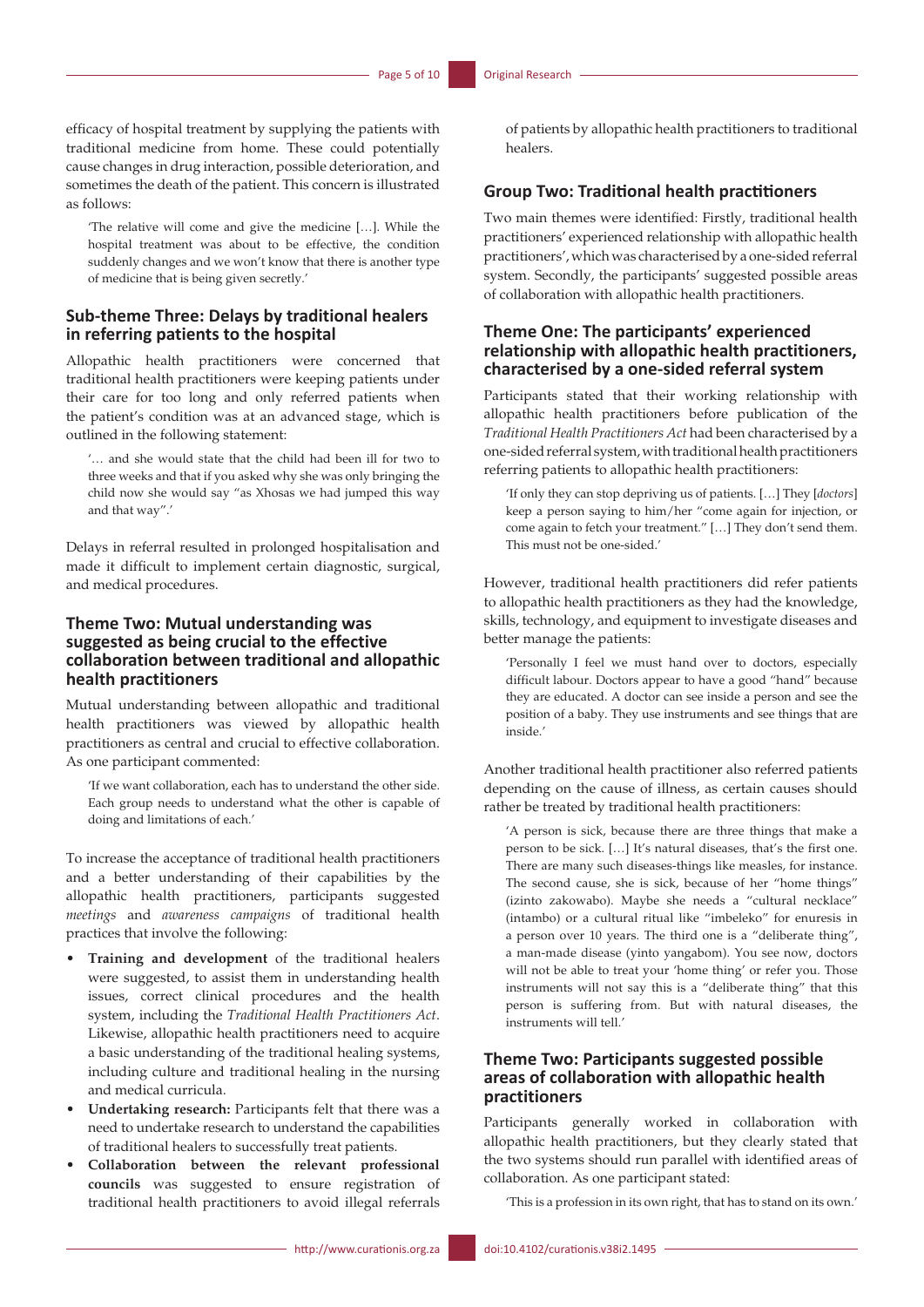efficacy of hospital treatment by supplying the patients with traditional medicine from home. These could potentially cause changes in drug interaction, possible deterioration, and sometimes the death of the patient. This concern is illustrated as follows:

> 'The relative will come and give the medicine […]. While the hospital treatment was about to be effective, the condition suddenly changes and we won't know that there is another type of medicine that is being given secretly.'

### Sub-theme Three: Delays by traditional healers in referring patients to the hospital

Allopathic health practitioners were concerned that traditional health practitioners were keeping patients under their care for too long and only referred patients when the patient's condition was at an advanced stage, which is outlined in the following statement:

> '… and she would state that the child had been ill for two to three weeks and that if you asked why she was only bringing the child now she would say "as Xhosas we had jumped this way and that way".'

Delays in referral resulted in prolonged hospitalisation and made it difficult to implement certain diagnostic, surgical, and medical procedures.

### Theme Two: Mutual understanding was suggested as being crucial to the effective collaboration between traditional and allopathic health practitioners

Mutual understanding between allopathic and traditional health practitioners was viewed by allopathic health practitioners as central and crucial to effective collaboration. As one participant commented:

> 'If we want collaboration, each has to understand the other side. Each group needs to understand what the other is capable of doing and limitations of each.'

To increase the acceptance of traditional health practitioners and a better understanding of their capabilities by the allopathic health practitioners, participants suggested *meetings* and *awareness campaigns* of traditional health practices that involve the following:

- **Training and development** of the traditional healers were suggested, to assist them in understanding health issues, correct clinical procedures and the health system, including the *Traditional Health Practitioners Act*. Likewise, allopathic health practitioners need to acquire a basic understanding of the traditional healing systems, including culture and traditional healing in the nursing and medical curricula.
- **Undertaking research:** Participants felt that there was a need to undertake research to understand the capabilities of traditional healers to successfully treat patients.
- **Collaboration between the relevant professional councils** was suggested to ensure registration of traditional health practitioners to avoid illegal referrals of patients by allopathic health practitioners to traditional healers.

## Group Two: Traditional health practitioners

Two main themes were identified: Firstly, traditional health practitioners' experienced relationship with allopathic health practitioners', which was characterised by a one-sided referral system. Secondly, the participants' suggested possible areas of collaboration with allopathic health practitioners.

### Theme One: The participants' experienced relationship with allopathic health practitioners, characterised by a one-sided referral system

Participants stated that their working relationship with allopathic health practitioners before publication of the *Traditional Health Practitioners Act* had been characterised by a one-sided referral system, with traditional health practitioners referring patients to allopathic health practitioners:

> 'If only they can stop depriving us of patients. […] They [*doctors*] keep a person saying to him/her "come again for injection, or come again to fetch your treatment." […] They don't send them. This must not be one-sided.'

However, traditional health practitioners did refer patients to allopathic health practitioners as they had the knowledge, skills, technology, and equipment to investigate diseases and better manage the patients:

> 'Personally I feel we must hand over to doctors, especially difficult labour. Doctors appear to have a good "hand" because they are educated. A doctor can see inside a person and see the position of a baby. They use instruments and see things that are inside.'

Another traditional health practitioner also referred patients depending on the cause of illness, as certain causes should rather be treated by traditional health practitioners:

> 'A person is sick, because there are three things that make a person to be sick. […] It's natural diseases, that's the first one. There are many such diseases-things like measles, for instance. The second cause, she is sick, because of her "home things" (izinto zakowabo). Maybe she needs a "cultural necklace" (intambo) or a cultural ritual like "imbeleko" for enuresis in a person over 10 years. The third one is a "deliberate thing", a man-made disease (yinto yangabom). You see now, doctors will not be able to treat your 'home thing' or refer you. Those instruments will not say this is a "deliberate thing" that this person is suffering from. But with natural diseases, the instruments will tell.'

### Theme Two: Participants suggested possible areas of collaboration with allopathic health practitioners

Participants generally worked in collaboration with allopathic health practitioners, but they clearly stated that the two systems should run parallel with identified areas of collaboration. As one participant stated:

> 'This is a profession in its own right, that has to stand on its own.'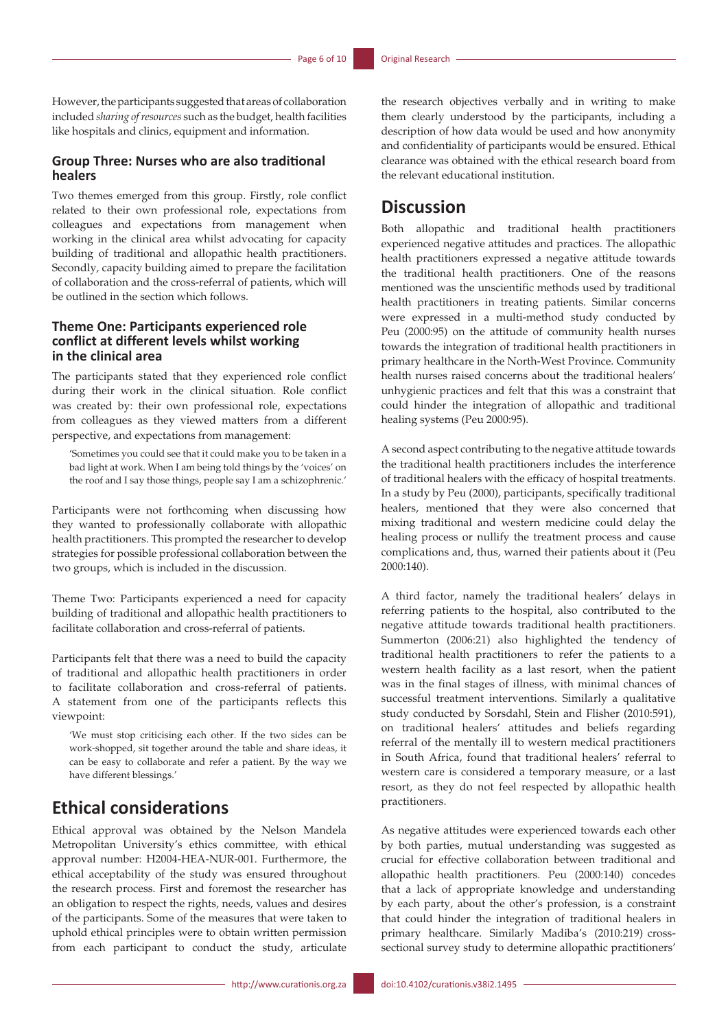However, the participants suggested that areas of collaboration included *sharing of resources* such as the budget, health facilities like hospitals and clinics, equipment and information.

### Group Three: Nurses who are also traditional healers

Two themes emerged from this group. Firstly, role conflict related to their own professional role, expectations from colleagues and expectations from management when working in the clinical area whilst advocating for capacity building of traditional and allopathic health practitioners. Secondly, capacity building aimed to prepare the facilitation of collaboration and the cross-referral of patients, which will be outlined in the section which follows.

### Theme One: Participants experienced role conflict at different levels whilst working in the clinical area

The participants stated that they experienced role conflict during their work in the clinical situation. Role conflict was created by: their own professional role, expectations from colleagues as they viewed matters from a different perspective, and expectations from management:

> 'Sometimes you could see that it could make you to be taken in a bad light at work. When I am being told things by the 'voices' on the roof and I say those things, people say I am a schizophrenic.'

Participants were not forthcoming when discussing how they wanted to professionally collaborate with allopathic health practitioners. This prompted the researcher to develop strategies for possible professional collaboration between the two groups, which is included in the discussion.

Theme Two: Participants experienced a need for capacity building of traditional and allopathic health practitioners to facilitate collaboration and cross-referral of patients.

Participants felt that there was a need to build the capacity of traditional and allopathic health practitioners in order to facilitate collaboration and cross-referral of patients. A statement from one of the participants reflects this viewpoint:

> 'We must stop criticising each other. If the two sides can be work-shopped, sit together around the table and share ideas, it can be easy to collaborate and refer a patient. By the way we have different blessings.'

## Ethical considerations

Ethical approval was obtained by the Nelson Mandela Metropolitan University's ethics committee, with ethical approval number: H2004-HEA-NUR-001. Furthermore, the ethical acceptability of the study was ensured throughout the research process. First and foremost the researcher has an obligation to respect the rights, needs, values and desires of the participants. Some of the measures that were taken to uphold ethical principles were to obtain written permission from each participant to conduct the study, articulate the research objectives verbally and in writing to make them clearly understood by the participants, including a description of how data would be used and how anonymity and confidentiality of participants would be ensured. Ethical clearance was obtained with the ethical research board from the relevant educational institution.

## Discussion

Both allopathic and traditional health practitioners experienced negative attitudes and practices. The allopathic health practitioners expressed a negative attitude towards the traditional health practitioners. One of the reasons mentioned was the unscientific methods used by traditional health practitioners in treating patients. Similar concerns were expressed in a multi-method study conducted by Peu (2000:95) on the attitude of community health nurses towards the integration of traditional health practitioners in primary healthcare in the North-West Province. Community health nurses raised concerns about the traditional healers' unhygienic practices and felt that this was a constraint that could hinder the integration of allopathic and traditional healing systems (Peu 2000:95).

A second aspect contributing to the negative attitude towards the traditional health practitioners includes the interference of traditional healers with the efficacy of hospital treatments. In a study by Peu (2000), participants, specifically traditional healers, mentioned that they were also concerned that mixing traditional and western medicine could delay the healing process or nullify the treatment process and cause complications and, thus, warned their patients about it (Peu 2000:140).

A third factor, namely the traditional healers' delays in referring patients to the hospital, also contributed to the negative attitude towards traditional health practitioners. Summerton (2006:21) also highlighted the tendency of traditional health practitioners to refer the patients to a western health facility as a last resort, when the patient was in the final stages of illness, with minimal chances of successful treatment interventions. Similarly a qualitative study conducted by Sorsdahl, Stein and Flisher (2010:591), on traditional healers' attitudes and beliefs regarding referral of the mentally ill to western medical practitioners in South Africa, found that traditional healers' referral to western care is considered a temporary measure, or a last resort, as they do not feel respected by allopathic health practitioners.

As negative attitudes were experienced towards each other by both parties, mutual understanding was suggested as crucial for effective collaboration between traditional and allopathic health practitioners. Peu (2000:140) concedes that a lack of appropriate knowledge and understanding by each party, about the other's profession, is a constraint that could hinder the integration of traditional healers in primary healthcare. Similarly Madiba's (2010:219) cross-sectional survey study to determine allopathic practitioners'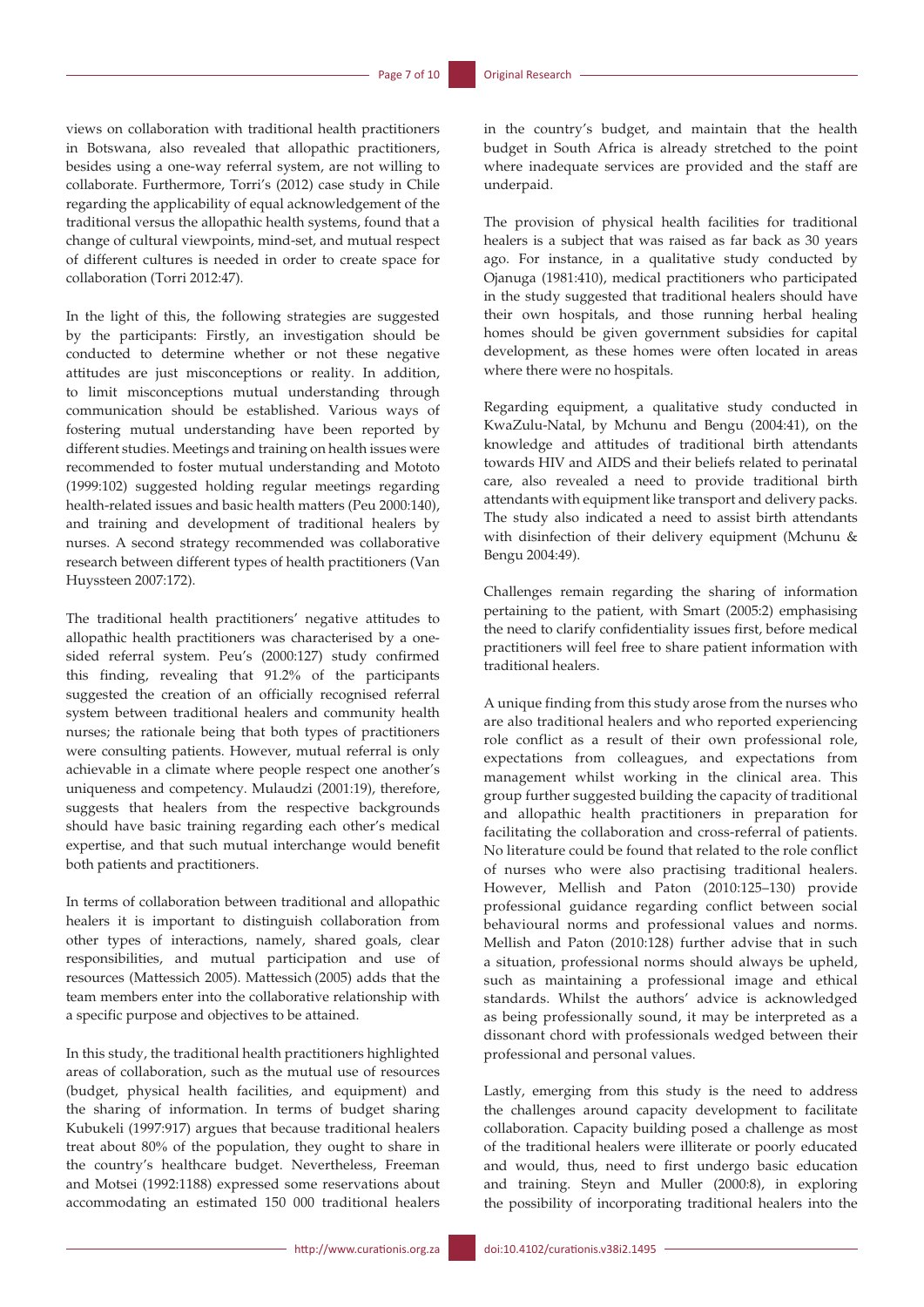views on collaboration with traditional health practitioners in Botswana, also revealed that allopathic practitioners, besides using a one-way referral system, are not willing to collaborate. Furthermore, Torri's (2012) case study in Chile regarding the applicability of equal acknowledgement of the traditional versus the allopathic health systems, found that a change of cultural viewpoints, mind-set, and mutual respect of different cultures is needed in order to create space for collaboration (Torri 2012:47).

In the light of this, the following strategies are suggested by the participants: Firstly, an investigation should be conducted to determine whether or not these negative attitudes are just misconceptions or reality. In addition, to limit misconceptions mutual understanding through communication should be established. Various ways of fostering mutual understanding have been reported by different studies. Meetings and training on health issues were recommended to foster mutual understanding and Mototo (1999:102) suggested holding regular meetings regarding health-related issues and basic health matters (Peu 2000:140), and training and development of traditional healers by nurses. A second strategy recommended was collaborative research between different types of health practitioners (Van Huyssteen 2007:172).

The traditional health practitioners' negative attitudes to allopathic health practitioners was characterised by a one-sided referral system. Peu's (2000:127) study confirmed this finding, revealing that 91.2% of the participants suggested the creation of an officially recognised referral system between traditional healers and community health nurses; the rationale being that both types of practitioners were consulting patients. However, mutual referral is only achievable in a climate where people respect one another's uniqueness and competency. Mulaudzi (2001:19), therefore, suggests that healers from the respective backgrounds should have basic training regarding each other's medical expertise, and that such mutual interchange would benefit both patients and practitioners.

In terms of collaboration between traditional and allopathic healers it is important to distinguish collaboration from other types of interactions, namely, shared goals, clear responsibilities, and mutual participation and use of resources (Mattessich 2005). Mattessich (2005) adds that the team members enter into the collaborative relationship with a specific purpose and objectives to be attained.

In this study, the traditional health practitioners highlighted areas of collaboration, such as the mutual use of resources (budget, physical health facilities, and equipment) and the sharing of information. In terms of budget sharing Kubukeli (1997:917) argues that because traditional healers treat about 80% of the population, they ought to share in the country's healthcare budget. Nevertheless, Freeman and Motsei (1992:1188) expressed some reservations about accommodating an estimated 150 000 traditional healers in the country's budget, and maintain that the health budget in South Africa is already stretched to the point where inadequate services are provided and the staff are underpaid.

The provision of physical health facilities for traditional healers is a subject that was raised as far back as 30 years ago. For instance, in a qualitative study conducted by Ojanuga (1981:410), medical practitioners who participated in the study suggested that traditional healers should have their own hospitals, and those running herbal healing homes should be given government subsidies for capital development, as these homes were often located in areas where there were no hospitals.

Regarding equipment, a qualitative study conducted in KwaZulu-Natal, by Mchunu and Bengu (2004:41), on the knowledge and attitudes of traditional birth attendants towards HIV and AIDS and their beliefs related to perinatal care, also revealed a need to provide traditional birth attendants with equipment like transport and delivery packs. The study also indicated a need to assist birth attendants with disinfection of their delivery equipment (Mchunu & Bengu 2004:49).

Challenges remain regarding the sharing of information pertaining to the patient, with Smart (2005:2) emphasising the need to clarify confidentiality issues first, before medical practitioners will feel free to share patient information with traditional healers.

A unique finding from this study arose from the nurses who are also traditional healers and who reported experiencing role conflict as a result of their own professional role, expectations from colleagues, and expectations from management whilst working in the clinical area. This group further suggested building the capacity of traditional and allopathic health practitioners in preparation for facilitating the collaboration and cross-referral of patients. No literature could be found that related to the role conflict of nurses who were also practising traditional healers. However, Mellish and Paton (2010:125–130) provide professional guidance regarding conflict between social behavioural norms and professional values and norms. Mellish and Paton (2010:128) further advise that in such a situation, professional norms should always be upheld, such as maintaining a professional image and ethical standards. Whilst the authors' advice is acknowledged as being professionally sound, it may be interpreted as a dissonant chord with professionals wedged between their professional and personal values.

Lastly, emerging from this study is the need to address the challenges around capacity development to facilitate collaboration. Capacity building posed a challenge as most of the traditional healers were illiterate or poorly educated and would, thus, need to first undergo basic education and training. Steyn and Muller (2000:8), in exploring the possibility of incorporating traditional healers into the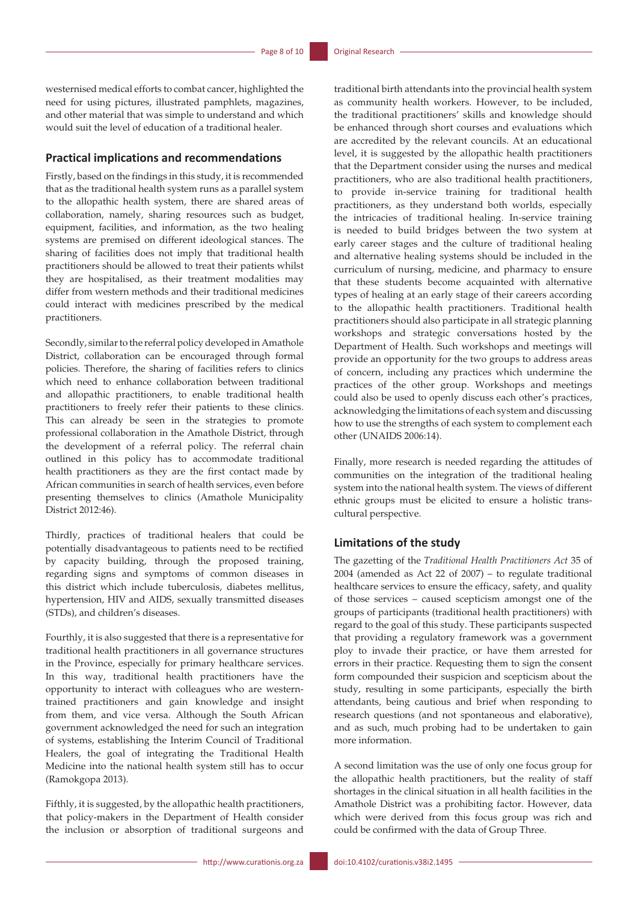westernised medical efforts to combat cancer, highlighted the need for using pictures, illustrated pamphlets, magazines, and other material that was simple to understand and which would suit the level of education of a traditional healer.

## Practical implications and recommendations

Firstly, based on the findings in this study, it is recommended that as the traditional health system runs as a parallel system to the allopathic health system, there are shared areas of collaboration, namely, sharing resources such as budget, equipment, facilities, and information, as the two healing systems are premised on different ideological stances. The sharing of facilities does not imply that traditional health practitioners should be allowed to treat their patients whilst they are hospitalised, as their treatment modalities may differ from western methods and their traditional medicines could interact with medicines prescribed by the medical practitioners.

Secondly, similar to the referral policy developed in Amathole District, collaboration can be encouraged through formal policies. Therefore, the sharing of facilities refers to clinics which need to enhance collaboration between traditional and allopathic practitioners, to enable traditional health practitioners to freely refer their patients to these clinics. This can already be seen in the strategies to promote professional collaboration in the Amathole District, through the development of a referral policy. The referral chain outlined in this policy has to accommodate traditional health practitioners as they are the first contact made by African communities in search of health services, even before presenting themselves to clinics (Amathole Municipality District 2012:46).

Thirdly, practices of traditional healers that could be potentially disadvantageous to patients need to be rectified by capacity building, through the proposed training, regarding signs and symptoms of common diseases in this district which include tuberculosis, diabetes mellitus, hypertension, HIV and AIDS, sexually transmitted diseases (STDs), and children's diseases.

Fourthly, it is also suggested that there is a representative for traditional health practitioners in all governance structures in the Province, especially for primary healthcare services. In this way, traditional health practitioners have the opportunity to interact with colleagues who are western-trained practitioners and gain knowledge and insight from them, and vice versa. Although the South African government acknowledged the need for such an integration of systems, establishing the Interim Council of Traditional Healers, the goal of integrating the Traditional Health Medicine into the national health system still has to occur (Ramokgopa 2013).

Fifthly, it is suggested, by the allopathic health practitioners, that policy-makers in the Department of Health consider the inclusion or absorption of traditional surgeons and traditional birth attendants into the provincial health system as community health workers. However, to be included, the traditional practitioners' skills and knowledge should be enhanced through short courses and evaluations which are accredited by the relevant councils. At an educational level, it is suggested by the allopathic health practitioners that the Department consider using the nurses and medical practitioners, who are also traditional health practitioners, to provide in-service training for traditional health practitioners, as they understand both worlds, especially the intricacies of traditional healing. In-service training is needed to build bridges between the two system at early career stages and the culture of traditional healing and alternative healing systems should be included in the curriculum of nursing, medicine, and pharmacy to ensure that these students become acquainted with alternative types of healing at an early stage of their careers according to the allopathic health practitioners. Traditional health practitioners should also participate in all strategic planning workshops and strategic conversations hosted by the Department of Health. Such workshops and meetings will provide an opportunity for the two groups to address areas of concern, including any practices which undermine the practices of the other group. Workshops and meetings could also be used to openly discuss each other's practices, acknowledging the limitations of each system and discussing how to use the strengths of each system to complement each other (UNAIDS 2006:14).

Finally, more research is needed regarding the attitudes of communities on the integration of the traditional healing system into the national health system. The views of different ethnic groups must be elicited to ensure a holistic trans-cultural perspective.

## Limitations of the study

The gazetting of the *Traditional Health Practitioners Act* 35 of 2004 (amended as Act 22 of 2007) – to regulate traditional healthcare services to ensure the efficacy, safety, and quality of those services – caused scepticism amongst one of the groups of participants (traditional health practitioners) with regard to the goal of this study. These participants suspected that providing a regulatory framework was a government ploy to invade their practice, or have them arrested for errors in their practice. Requesting them to sign the consent form compounded their suspicion and scepticism about the study, resulting in some participants, especially the birth attendants, being cautious and brief when responding to research questions (and not spontaneous and elaborative), and as such, much probing had to be undertaken to gain more information.

A second limitation was the use of only one focus group for the allopathic health practitioners, but the reality of staff shortages in the clinical situation in all health facilities in the Amathole District was a prohibiting factor. However, data which were derived from this focus group was rich and could be confirmed with the data of Group Three.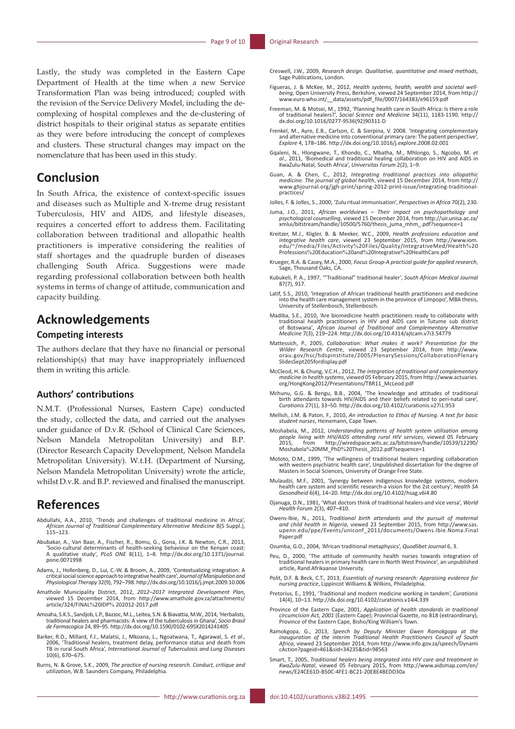Lastly, the study was completed in the Eastern Cape Department of Health at the time when a new Service Transformation Plan was being introduced; coupled with the revision of the Service Delivery Model, including the de-complexing of hospital complexes and the de-clustering of district hospitals to their original status as separate entities as they were before introducing the concept of complexes and clusters. These structural changes may impact on the nomenclature that has been used in this study.

## Conclusion

In South Africa, the existence of context-specific issues and diseases such as Multiple and X-treme drug resistant Tuberculosis, HIV and AIDS, and lifestyle diseases, requires a concerted effort to address them. Facilitating collaboration between traditional and allopathic health practitioners is imperative considering the realities of staff shortages and the quadruple burden of diseases challenging South Africa. Suggestions were made regarding professional collaboration between both health systems in terms of change of attitude, communication and capacity building.

## Acknowledgements

### Competing interests

The authors declare that they have no financial or personal relationship(s) that may have inappropriately influenced them in writing this article.

### Authors' contributions

N.M.T. (Professional Nurses, Eastern Cape) conducted the study, collected the data, and carried out the analyses under guidance of D.v.R. (School of Clinical Care Sciences, Nelson Mandela Metropolitan University) and B.P. (Director Research Capacity Development, Nelson Mandela Metropolitan University). W.t.H. (Department of Nursing, Nelson Mandela Metropolitan University) wrote the article, whilst D.v.R. and B.P. reviewed and finalised the manuscript.

## References

Abdullahi, A.A., 2010, 'Trends and challenges of traditional medicine in Africa', *African Journal of Traditional Complementary Alternative Medicine* 8(5 Suppl.), 115–123.

Abubakar, A., Van Baar, A., Fischer, R., Bomu, G., Gona, J.K. & Newton, C.R., 2013, 'Socio-cultural determinants of health-seeking behaviour on the Kenyan coast: A qualitative study', *PLoS ONE* 8(11), 1–8. http://dx.doi.org/10.1371/journal.pone.0071998

Adams, J., Hollenberg, D., Lui, C.-W. & Broom, A., 2009, 'Contextualizing integration: A critical social science approach to integrative health care', *Journal of Manipulation and Physiological Therapy* 32(9), 792–798. http://dx.doi.org/10.1016/j.jmpt.2009.10.006

Amathole Municipality District, 2012, *2012–2017 Integrated Development Plan*, viewed 15 December 2014, from http://www.amathole.gov.za/attachments/article/324/FINAL%20IDP% 202012-2017.pdf

Amoaha, S.K.S., Sandjob, L.P., Bazzoc, M.L., Leitea, S.N. & Biavattia, M.W., 2014, 'Herbalists, traditional healers and pharmacists: A view of the tuberculosis in Ghana', *Socio Brasil de Farmacogica* 24, 89–95. http://dx.doi.org/10.1590/0102-695X2014241405

Barker, R.D., Millard, F.J., Malatsi, J., Mkoana, L., Ngoatwana, T., Agarawal, S. *et al*., 2006, 'Traditional healers, treatment delay, performance status and death from TB in rural South Africa', *International Journal of Tuberculosis and Lung Diseases* 10(6), 670–675.

Burns, N. & Grove, S.K., 2009, *The practice of nursing research. Conduct, critique and utilization*, W.B. Saunders Company, Philadelphia.

Creswell, J.W., 2009, *Research design. Qualitative, quantitative and mixed methods*, Sage Publications, London.

Figueras, J. & McKee, M., 2012, *Health systems, health, wealth and societal well-being*, Open University Press, Berkshire, viewed 24 September 2014, from http://www.euro.who.int/__data/assets/pdf_file/0007/164383/e96159.pdf

Freeman, M. & Motsei, M., 1992, 'Planning health care in South Africa: Is there a role of traditional healers?', *Social Science and Medicine* 34(11), 1183-1190. http://dx.doi.org/10.1016/0277-9536(92)90311-D

Frenkel, M., Ayre, E.B., Carlson, C. & Sierpina, V. 2008. 'Integrating complementary and alternative medicine into conventional primary care: The patient perspective', *Explore* 4, 178–186. http://dx.doi.org/10.1016/j.explore.2008.02.001

Gqaleni, N., Hlongwane, T., Khondo, C., Mbatha, M., Mhlongo, S., Ngcobo, M. *et al*., 2011, 'Biomedical and traditional healing collaboration on HIV and AIDS in KwaZulu-Natal, South Africa', *Universitas Forum* 2(2), 1–9.

Guan, A. & Chen, C., 2012, *Integrating traditional practices into allopathic medicine. The journal of global health*, viewed 15 December 2014, from http://www.ghjournal.org/jgh-print/spring-2012-print-issue/integrating-traditional-practices/

Jolles, F. & Jolles, S., 2000, 'Zulu ritual immunisation', *Perspectives in Africa* 70(2), 230.

Juma, J.O., 2011, *African worldviews – Their impact on psychopathology and psychological counselling*, viewed 15 December 2014, from http://uir.unisa.ac.za/xmlui/bitstream/handle/10500/5760/thesis_juma_mhm_.pdf?sequence=1

Kreitzer, M.J., Kligler, B. & Meeker, W.C., 2009, *Health professions education and integrative health care*, viewed 23 September 2015, from http://www.iom.edu/~/media/Files/Activity%20Files/Quality/IntegrativeMed/Health%20Professions%20Education%20and%20Integrative%20HealthCare.pdf

Krueger, R.A. & Casey, M.A., 2000, *Focus Group-A practical guide for applied research*, Sage, Thousand Oaks, CA.

Kubukeli, P. A., 1997, '"Traditional" traditional healer', *South African Medical Journal* 87(7), 917.

Latif, S.S., 2010, 'Integration of African traditional health practitioners and medicine into the health care management system in the province of Limpopo', MBA thesis, University of Stellenbosch, Stellenbosch.

Madiba, S.E., 2010, 'Are biomedicine health practitioners ready to collaborate with traditional health practitioners in HIV and AIDS care in Tutume sub district of Botswana', *African Journal of Traditional and Complementary Alternative Medicine* 7(3), 219–224. http://dx.doi.org/10.4314/ajtcam.v7i3.54779

Mattessich, P., 2005, *Collaboration: What makes it work? Presentation for the Wilder Research Centre*, viewed 23 September 2014, from http://www.orau.gov/hsc/hdspinstitute/2005/PlenarySessions/CollaborationPlenarySlidesSept205fordisplay.pdf

McCleod, H. & Chung, V.C.H., 2012, *The integration of traditional and complementary medicine in health systems*, viewed 05 February 2015, from http://www.actuaries.org/HongKong2012/Presentations/TBR11_McLeod.pdf

Mchunu, G.G. & Bengu, B.B., 2004, 'The knowledge and attitudes of traditional birth attendants towards HIV/AIDS and their beliefs related to peri-natal care', *Curationis* 27(1), 33–50. http://dx.doi.org/10.4102/curationis.v27i1.953

Mellish, J.M. & Paton, F., 2010, *An introduction to Ethos of Nursing. A text for basic student nurses*, Heinemann, Cape Town.

Moshabela, M., 2012, *Understanding patterns of health system utilisation among people living with HIV/AIDS attending rural HIV services*, viewed 05 February 2015, from http://wiredspace.wits.ac.za/bitstream/handle/10539/12290/Moshabela%20MM_PhD%20Thesis_2012.pdf?sequence=1

Mototo, O.M., 1999, 'The willingness of traditional healers regarding collaboration with western psychiatric health care', Unpublished dissertation for the degree of Masters in Social Sciences, University of Orange Free State.

Mulaudzi, M.F., 2001, 'Synergy between indigenous knowledge systems, modern health care system and scientific research-a vision for the 2st century', *Health SA Gesondheid* 6(4), 14–20. http://dx.doi.org/10.4102/hsag.v6i4.80

Ojanuga, D.N., 1981, 'What doctors think of traditional healers-and vice versa', *World Health Forum* 2(3), 407–410.

Owens-Ibie, N., 2011, *Traditional birth attendants and the pursuit of maternal and child health in Nigeria*, viewed 23 September 2015, from http://www.sas.upenn.edu/ppe/Events/uniconf_2011/documents/Owens.Ibie.Noma.Final Paper.pdf

Ozumba, G.O., 2004, 'African traditional metaphysics', *Quodlibet Journal* 6, 3.

Peu, D., 2000, 'The attitude of community health nurses towards integration of traditional healers in primary health care in North West Province', an unpublished article, Rand Afrikaanse University.

Polit, D.F. & Beck, C.T., 2013, *Essentials of nursing research: Appraising evidence for nursing practice*, Lippincot Williams & Wilkins, Philadelphia.

Pretorius, E., 1991, 'Traditional and modern medicine working in tandem', *Curationis* 14(4), 10–13. http://dx.doi.org/10.4102/curationis.v14i4.339

Province of the Eastern Cape, 2001, *Application of health standards in traditional circumcision Act, 2001* (Eastern Cape); Provincial Gazette, no 818 (extraordinary), Province of the Eastern Cape, Bisho/King William's Town.

Ramokgopa, G., 2013, *Speech by Deputy Minister Gwen Ramokgopa at the inauguration of the interim Traditional Health Practitioners Council of South Africa*, viewed 23 September 2014, from http://www.info.gov.za/speech/DynamicAction?pageid=461&sid=34235&tid=98563

Smart, T., 2005, *Traditional healers being integrated into HIV care and treatment in KwaZulu-Natal*, viewed 05 February 2015, from http://www.aidsmap.com/en/news/E24CE61D-B50C-4FE1-BC21-20E8E4BEDD30a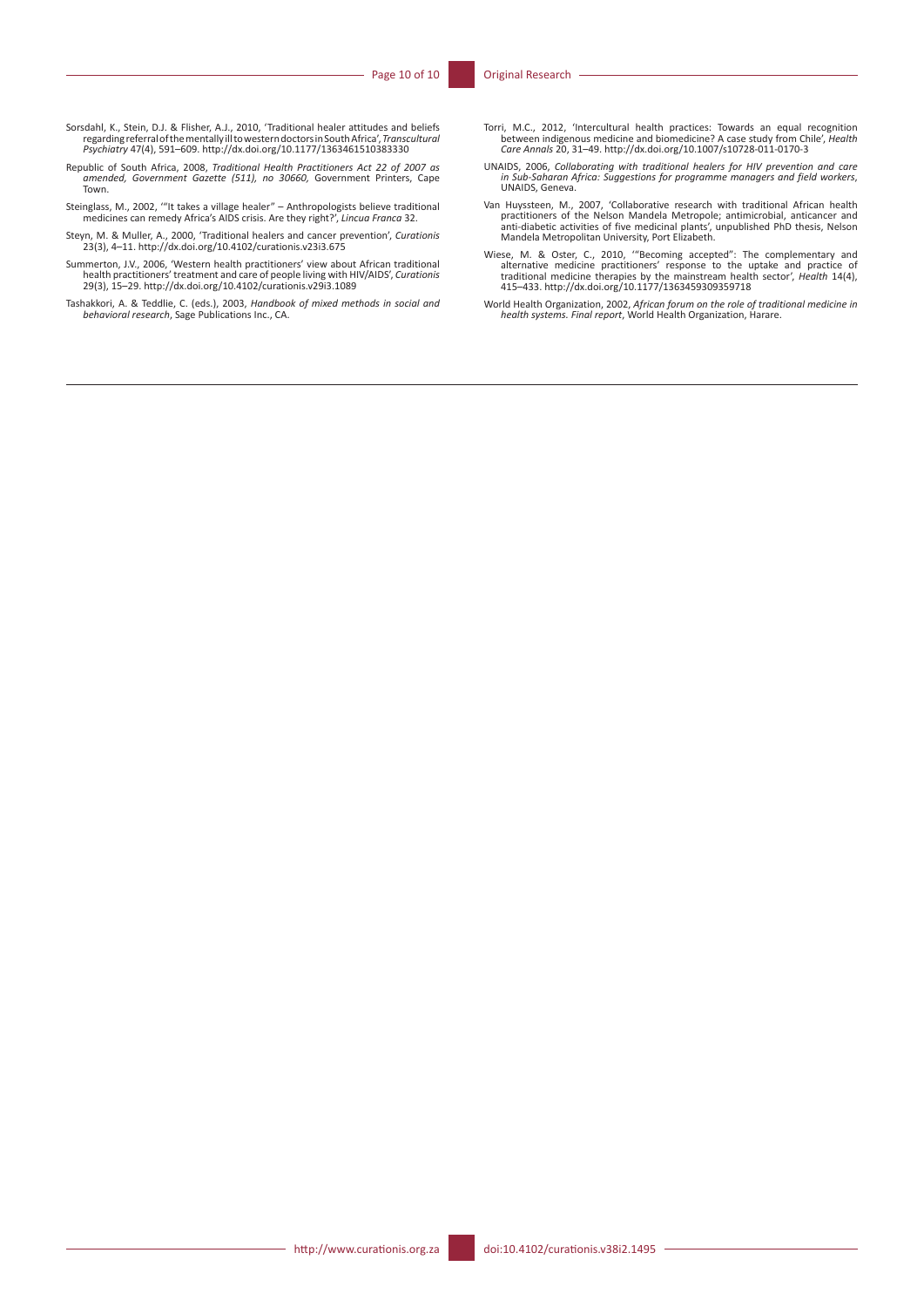Sorsdahl, K., Stein, D.J. & Flisher, A.J., 2010, 'Traditional healer attitudes and beliefs regarding referral of the mentally ill to western doctors in South Africa', *Transcultural Psychiatry* 47(4), 591–609. http://dx.doi.org/10.1177/1363461510383330

Republic of South Africa, 2008, *Traditional Health Practitioners Act 22 of 2007 as amended, Government Gazette (511), no 30660,* Government Printers, Cape Town.

Steinglass, M., 2002, '"It takes a village healer" – Anthropologists believe traditional medicines can remedy Africa's AIDS crisis. Are they right?', *Lincua Franca* 32.

Steyn, M. & Muller, A., 2000, 'Traditional healers and cancer prevention', *Curationis* 23(3), 4–11. http://dx.doi.org/10.4102/curationis.v23i3.675

Summerton, J.V., 2006, 'Western health practitioners' view about African traditional health practitioners' treatment and care of people living with HIV/AIDS', *Curationis* 29(3), 15–29. http://dx.doi.org/10.4102/curationis.v29i3.1089

Tashakkori, A. & Teddlie, C. (eds.), 2003, *Handbook of mixed methods in social and behavioral research*, Sage Publications Inc., CA.

Torri, M.C., 2012, 'Intercultural health practices: Towards an equal recognition between indigenous medicine and biomedicine? A case study from Chile', *Health Care Annals* 20, 31–49. http://dx.doi.org/10.1007/s10728-011-0170-3

UNAIDS, 2006, *Collaborating with traditional healers for HIV prevention and care in Sub-Saharan Africa: Suggestions for programme managers and field workers*, UNAIDS, Geneva.

Van Huyssteen, M., 2007, 'Collaborative research with traditional African health practitioners of the Nelson Mandela Metropole; antimicrobial, anticancer and anti-diabetic activities of five medicinal plants', unpublished PhD thesis, Nelson Mandela Metropolitan University, Port Elizabeth.

Wiese, M. & Oster, C., 2010, '"Becoming accepted": The complementary and alternative medicine practitioners' response to the uptake and practice of traditional medicine therapies by the mainstream health sector', *Health* 14(4), 415–433. http://dx.doi.org/10.1177/1363459309359718

World Health Organization, 2002, *African forum on the role of traditional medicine in health systems. Final report*, World Health Organization, Harare.